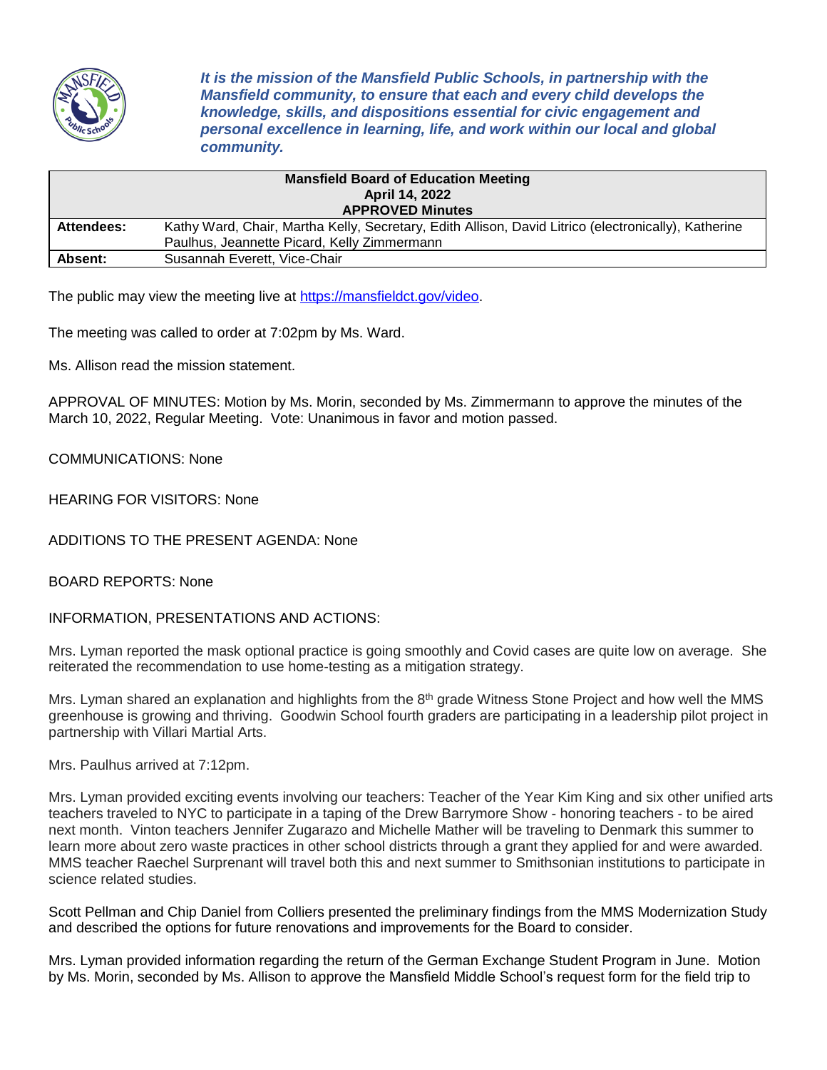***It is the mission of the Mansfield Public Schools, in partnership with the Mansfield community, to ensure that each and every child develops the knowledge, skills, and dispositions essential for civic engagement and personal excellence in learning, life, and work within our local and global community.***

| **Mansfield Board of Education Meeting<br>April 14, 2022<br>APPROVED Minutes** | |
|---|---|
| **Attendees:** | Kathy Ward, Chair, Martha Kelly, Secretary, Edith Allison, David Litrico (electronically), Katherine Paulhus, Jeannette Picard, Kelly Zimmermann |
| **Absent:** | Susannah Everett, Vice-Chair |

The public may view the meeting live at https://mansfieldct.gov/video.

The meeting was called to order at 7:02pm by Ms. Ward.

Ms. Allison read the mission statement.

APPROVAL OF MINUTES: Motion by Ms. Morin, seconded by Ms. Zimmermann to approve the minutes of the March 10, 2022, Regular Meeting. Vote: Unanimous in favor and motion passed.

COMMUNICATIONS: None

HEARING FOR VISITORS: None

ADDITIONS TO THE PRESENT AGENDA: None

BOARD REPORTS: None

INFORMATION, PRESENTATIONS AND ACTIONS:

Mrs. Lyman reported the mask optional practice is going smoothly and Covid cases are quite low on average. She reiterated the recommendation to use home-testing as a mitigation strategy.

Mrs. Lyman shared an explanation and highlights from the 8th grade Witness Stone Project and how well the MMS greenhouse is growing and thriving. Goodwin School fourth graders are participating in a leadership pilot project in partnership with Villari Martial Arts.

Mrs. Paulhus arrived at 7:12pm.

Mrs. Lyman provided exciting events involving our teachers: Teacher of the Year Kim King and six other unified arts teachers traveled to NYC to participate in a taping of the Drew Barrymore Show - honoring teachers - to be aired next month. Vinton teachers Jennifer Zugarazo and Michelle Mather will be traveling to Denmark this summer to learn more about zero waste practices in other school districts through a grant they applied for and were awarded. MMS teacher Raechel Surprenant will travel both this and next summer to Smithsonian institutions to participate in science related studies.

Scott Pellman and Chip Daniel from Colliers presented the preliminary findings from the MMS Modernization Study and described the options for future renovations and improvements for the Board to consider.

Mrs. Lyman provided information regarding the return of the German Exchange Student Program in June. Motion by Ms. Morin, seconded by Ms. Allison to approve the Mansfield Middle School's request form for the field trip to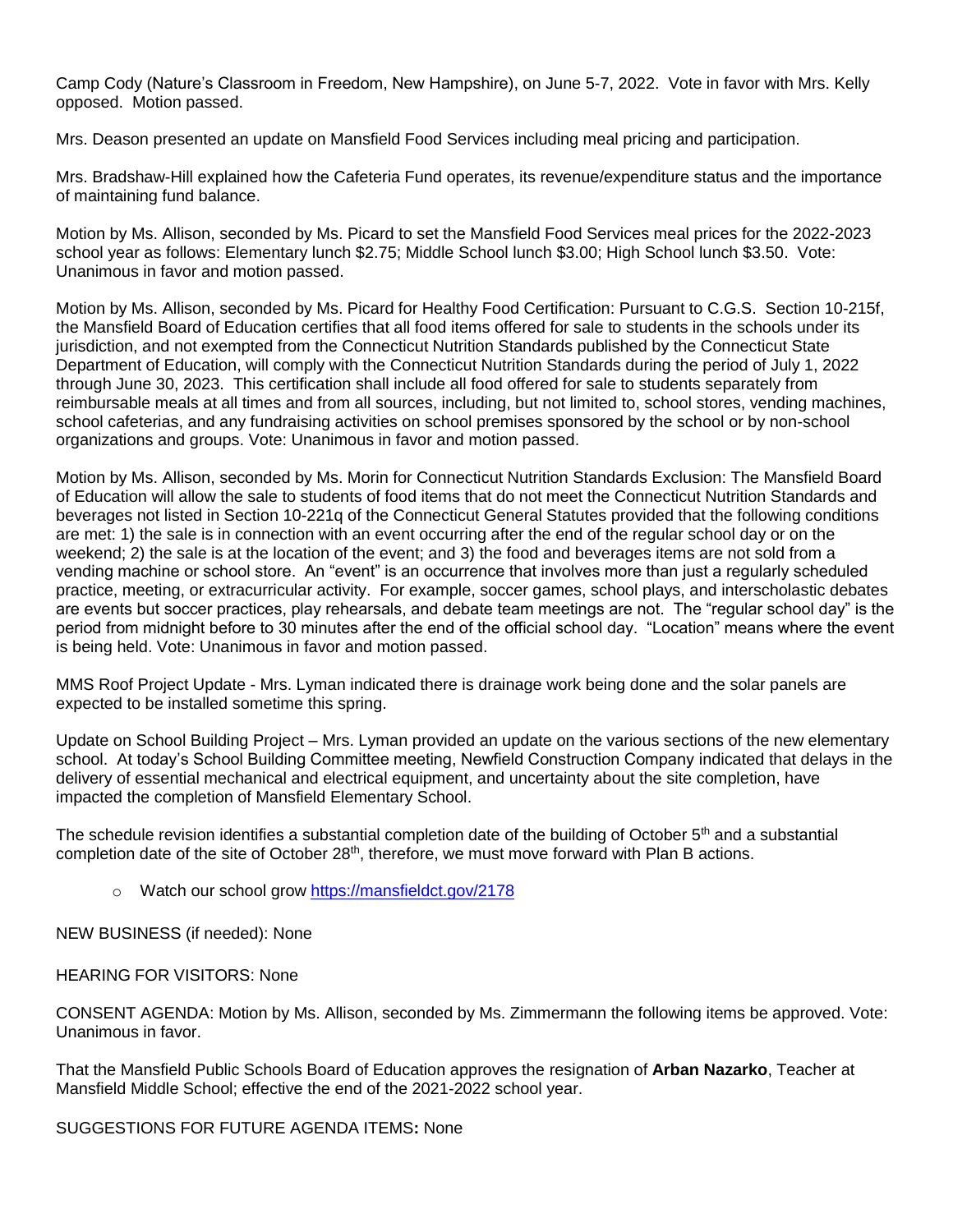Camp Cody (Nature's Classroom in Freedom, New Hampshire), on June 5-7, 2022. Vote in favor with Mrs. Kelly opposed. Motion passed.

Mrs. Deason presented an update on Mansfield Food Services including meal pricing and participation.

Mrs. Bradshaw-Hill explained how the Cafeteria Fund operates, its revenue/expenditure status and the importance of maintaining fund balance.

Motion by Ms. Allison, seconded by Ms. Picard to set the Mansfield Food Services meal prices for the 2022-2023 school year as follows: Elementary lunch $2.75; Middle School lunch $3.00; High School lunch $3.50. Vote: Unanimous in favor and motion passed.

Motion by Ms. Allison, seconded by Ms. Picard for Healthy Food Certification: Pursuant to C.G.S. Section 10-215f, the Mansfield Board of Education certifies that all food items offered for sale to students in the schools under its jurisdiction, and not exempted from the Connecticut Nutrition Standards published by the Connecticut State Department of Education, will comply with the Connecticut Nutrition Standards during the period of July 1, 2022 through June 30, 2023. This certification shall include all food offered for sale to students separately from reimbursable meals at all times and from all sources, including, but not limited to, school stores, vending machines, school cafeterias, and any fundraising activities on school premises sponsored by the school or by non-school organizations and groups. Vote: Unanimous in favor and motion passed.

Motion by Ms. Allison, seconded by Ms. Morin for Connecticut Nutrition Standards Exclusion: The Mansfield Board of Education will allow the sale to students of food items that do not meet the Connecticut Nutrition Standards and beverages not listed in Section 10-221q of the Connecticut General Statutes provided that the following conditions are met: 1) the sale is in connection with an event occurring after the end of the regular school day or on the weekend; 2) the sale is at the location of the event; and 3) the food and beverages items are not sold from a vending machine or school store. An "event" is an occurrence that involves more than just a regularly scheduled practice, meeting, or extracurricular activity. For example, soccer games, school plays, and interscholastic debates are events but soccer practices, play rehearsals, and debate team meetings are not. The "regular school day" is the period from midnight before to 30 minutes after the end of the official school day. "Location" means where the event is being held. Vote: Unanimous in favor and motion passed.

MMS Roof Project Update - Mrs. Lyman indicated there is drainage work being done and the solar panels are expected to be installed sometime this spring.

Update on School Building Project – Mrs. Lyman provided an update on the various sections of the new elementary school. At today's School Building Committee meeting, Newfield Construction Company indicated that delays in the delivery of essential mechanical and electrical equipment, and uncertainty about the site completion, have impacted the completion of Mansfield Elementary School.

The schedule revision identifies a substantial completion date of the building of October 5th and a substantial completion date of the site of October 28th, therefore, we must move forward with Plan B actions.

- Watch our school grow https://mansfieldct.gov/2178

NEW BUSINESS (if needed): None

HEARING FOR VISITORS: None

CONSENT AGENDA: Motion by Ms. Allison, seconded by Ms. Zimmermann the following items be approved. Vote: Unanimous in favor.

That the Mansfield Public Schools Board of Education approves the resignation of **Arban Nazarko**, Teacher at Mansfield Middle School; effective the end of the 2021-2022 school year.

SUGGESTIONS FOR FUTURE AGENDA ITEMS**:** None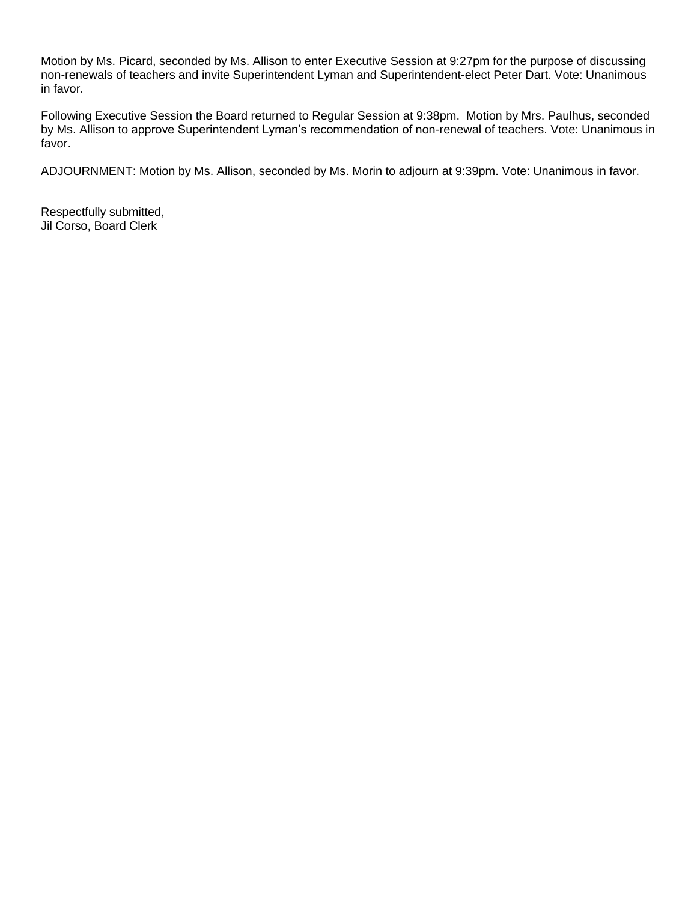Motion by Ms. Picard, seconded by Ms. Allison to enter Executive Session at 9:27pm for the purpose of discussing non-renewals of teachers and invite Superintendent Lyman and Superintendent-elect Peter Dart. Vote: Unanimous in favor.

Following Executive Session the Board returned to Regular Session at 9:38pm. Motion by Mrs. Paulhus, seconded by Ms. Allison to approve Superintendent Lyman's recommendation of non-renewal of teachers. Vote: Unanimous in favor.

ADJOURNMENT: Motion by Ms. Allison, seconded by Ms. Morin to adjourn at 9:39pm. Vote: Unanimous in favor.

Respectfully submitted,
Jil Corso, Board Clerk